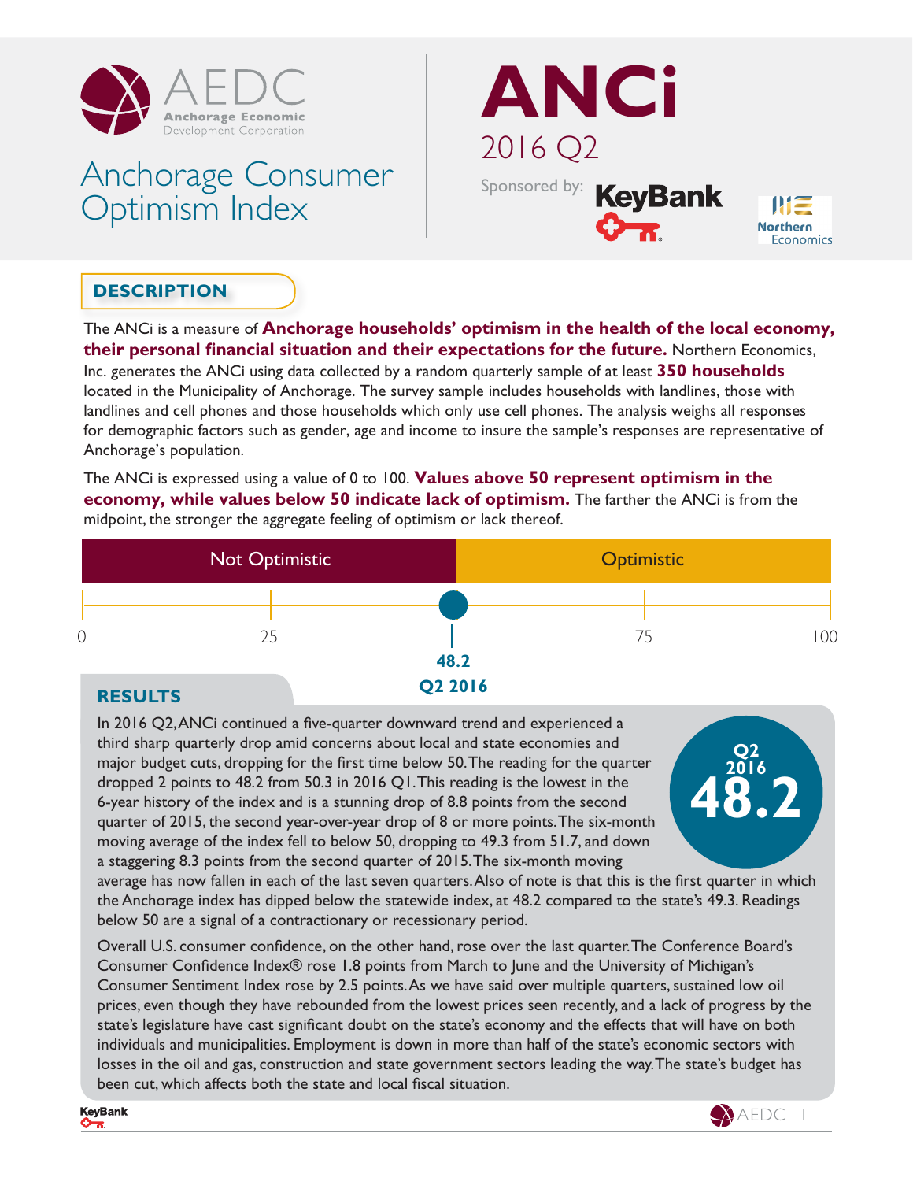# AEDC

Anchorage Economic Development Corporation

# Anchorage Consumer Optimism Index

# ANCi

2016 Q2

Sponsored by: KeyBank, Northern Economics

## DESCRIPTION

The ANCi is a measure of **Anchorage households' optimism in the health of the local economy, their personal financial situation and their expectations for the future.** Northern Economics, Inc. generates the ANCi using data collected by a random quarterly sample of at least **350 households** located in the Municipality of Anchorage. The survey sample includes households with landlines, those with landlines and cell phones and those households which only use cell phones. The analysis weighs all responses for demographic factors such as gender, age and income to insure the sample's responses are representative of Anchorage's population.

The ANCi is expressed using a value of 0 to 100. **Values above 50 represent optimism in the economy, while values below 50 indicate lack of optimism.** The farther the ANCi is from the midpoint, the stronger the aggregate feeling of optimism or lack thereof.

Not Optimistic | Optimistic

0 — 25 — 75 — 100

**48.2**
**Q2 2016**

## RESULTS

**Q2 2016 48.2**

In 2016 Q2, ANCi continued a five-quarter downward trend and experienced a third sharp quarterly drop amid concerns about local and state economies and major budget cuts, dropping for the first time below 50. The reading for the quarter dropped 2 points to 48.2 from 50.3 in 2016 Q1. This reading is the lowest in the 6-year history of the index and is a stunning drop of 8.8 points from the second quarter of 2015, the second year-over-year drop of 8 or more points. The six-month moving average of the index fell to below 50, dropping to 49.3 from 51.7, and down a staggering 8.3 points from the second quarter of 2015. The six-month moving average has now fallen in each of the last seven quarters. Also of note is that this is the first quarter in which the Anchorage index has dipped below the statewide index, at 48.2 compared to the state's 49.3. Readings below 50 are a signal of a contractionary or recessionary period.

Overall U.S. consumer confidence, on the other hand, rose over the last quarter. The Conference Board's Consumer Confidence Index® rose 1.8 points from March to June and the University of Michigan's Consumer Sentiment Index rose by 2.5 points. As we have said over multiple quarters, sustained low oil prices, even though they have rebounded from the lowest prices seen recently, and a lack of progress by the state's legislature have cast significant doubt on the state's economy and the effects that will have on both individuals and municipalities. Employment is down in more than half of the state's economic sectors with losses in the oil and gas, construction and state government sectors leading the way. The state's budget has been cut, which affects both the state and local fiscal situation.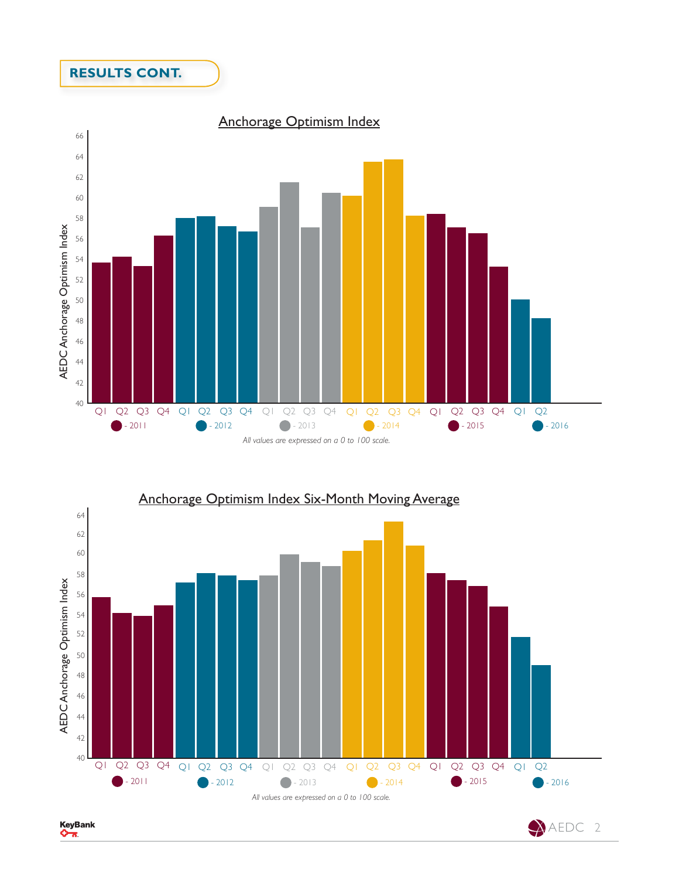## RESULTS CONT.

### Anchorage Optimism Index

AEDC Anchorage Optimism Index

Q1 Q2 Q3 Q4 Q1 Q2 Q3 Q4 Q1 Q2 Q3 Q4 Q1 Q2 Q3 Q4 Q1 Q2 Q3 Q4 Q1 Q2

- 2011 - 2012 - 2013 - 2014 - 2015 - 2016

*All values are expressed on a 0 to 100 scale.*

### Anchorage Optimism Index Six-Month Moving Average

AEDC Anchorage Optimism Index

Q1 Q2 Q3 Q4 Q1 Q2 Q3 Q4 Q1 Q2 Q3 Q4 Q1 Q2 Q3 Q4 Q1 Q2 Q3 Q4 Q1 Q2

- 2011 - 2012 - 2013 - 2014 - 2015 - 2016

*All values are expressed on a 0 to 100 scale.*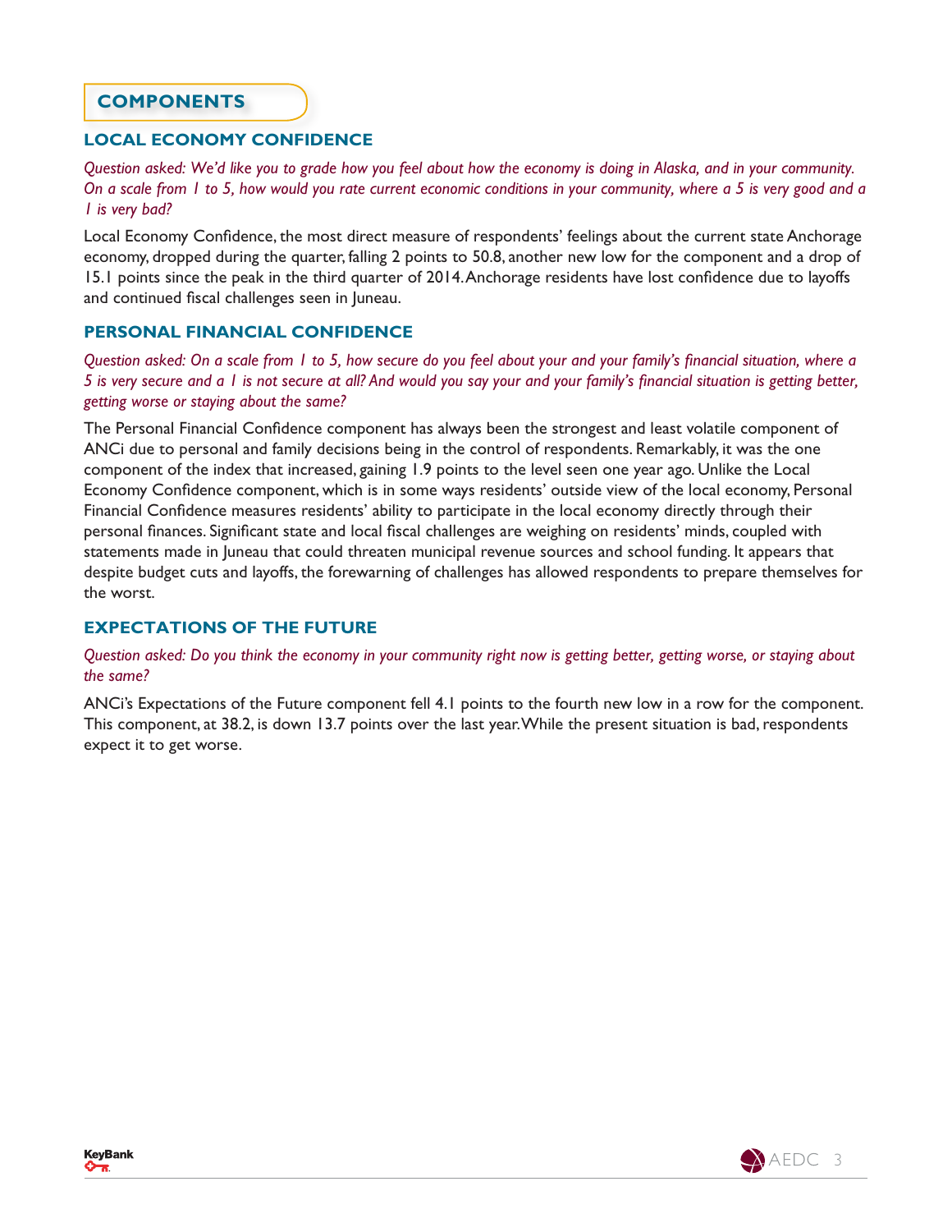## COMPONENTS

### LOCAL ECONOMY CONFIDENCE

*Question asked: We'd like you to grade how you feel about how the economy is doing in Alaska, and in your community. On a scale from 1 to 5, how would you rate current economic conditions in your community, where a 5 is very good and a 1 is very bad?*

Local Economy Confidence, the most direct measure of respondents' feelings about the current state Anchorage economy, dropped during the quarter, falling 2 points to 50.8, another new low for the component and a drop of 15.1 points since the peak in the third quarter of 2014. Anchorage residents have lost confidence due to layoffs and continued fiscal challenges seen in Juneau.

### PERSONAL FINANCIAL CONFIDENCE

*Question asked: On a scale from 1 to 5, how secure do you feel about your and your family's financial situation, where a 5 is very secure and a 1 is not secure at all? And would you say your and your family's financial situation is getting better, getting worse or staying about the same?*

The Personal Financial Confidence component has always been the strongest and least volatile component of ANCi due to personal and family decisions being in the control of respondents. Remarkably, it was the one component of the index that increased, gaining 1.9 points to the level seen one year ago. Unlike the Local Economy Confidence component, which is in some ways residents' outside view of the local economy, Personal Financial Confidence measures residents' ability to participate in the local economy directly through their personal finances. Significant state and local fiscal challenges are weighing on residents' minds, coupled with statements made in Juneau that could threaten municipal revenue sources and school funding. It appears that despite budget cuts and layoffs, the forewarning of challenges has allowed respondents to prepare themselves for the worst.

### EXPECTATIONS OF THE FUTURE

*Question asked: Do you think the economy in your community right now is getting better, getting worse, or staying about the same?*

ANCi's Expectations of the Future component fell 4.1 points to the fourth new low in a row for the component. This component, at 38.2, is down 13.7 points over the last year. While the present situation is bad, respondents expect it to get worse.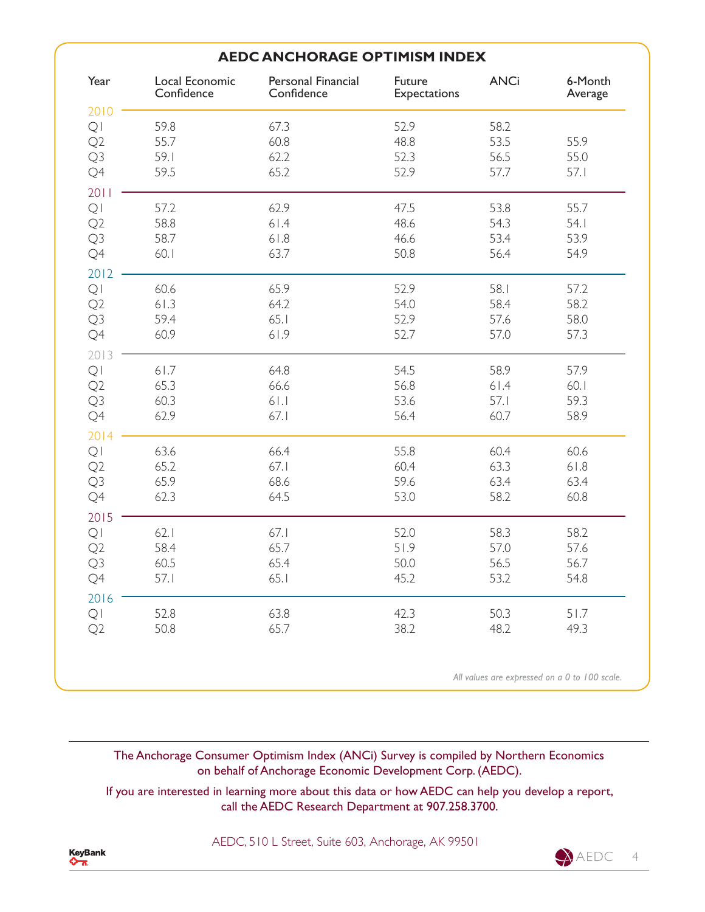## AEDC ANCHORAGE OPTIMISM INDEX

| Year | Local Economic Confidence | Personal Financial Confidence | Future Expectations | ANCi | 6-Month Average |
|---|---|---|---|---|---|
| **2010** | | | | | |
| Q1 | 59.8 | 67.3 | 52.9 | 58.2 | |
| Q2 | 55.7 | 60.8 | 48.8 | 53.5 | 55.9 |
| Q3 | 59.1 | 62.2 | 52.3 | 56.5 | 55.0 |
| Q4 | 59.5 | 65.2 | 52.9 | 57.7 | 57.1 |
| **2011** | | | | | |
| Q1 | 57.2 | 62.9 | 47.5 | 53.8 | 55.7 |
| Q2 | 58.8 | 61.4 | 48.6 | 54.3 | 54.1 |
| Q3 | 58.7 | 61.8 | 46.6 | 53.4 | 53.9 |
| Q4 | 60.1 | 63.7 | 50.8 | 56.4 | 54.9 |
| **2012** | | | | | |
| Q1 | 60.6 | 65.9 | 52.9 | 58.1 | 57.2 |
| Q2 | 61.3 | 64.2 | 54.0 | 58.4 | 58.2 |
| Q3 | 59.4 | 65.1 | 52.9 | 57.6 | 58.0 |
| Q4 | 60.9 | 61.9 | 52.7 | 57.0 | 57.3 |
| **2013** | | | | | |
| Q1 | 61.7 | 64.8 | 54.5 | 58.9 | 57.9 |
| Q2 | 65.3 | 66.6 | 56.8 | 61.4 | 60.1 |
| Q3 | 60.3 | 61.1 | 53.6 | 57.1 | 59.3 |
| Q4 | 62.9 | 67.1 | 56.4 | 60.7 | 58.9 |
| **2014** | | | | | |
| Q1 | 63.6 | 66.4 | 55.8 | 60.4 | 60.6 |
| Q2 | 65.2 | 67.1 | 60.4 | 63.3 | 61.8 |
| Q3 | 65.9 | 68.6 | 59.6 | 63.4 | 63.4 |
| Q4 | 62.3 | 64.5 | 53.0 | 58.2 | 60.8 |
| **2015** | | | | | |
| Q1 | 62.1 | 67.1 | 52.0 | 58.3 | 58.2 |
| Q2 | 58.4 | 65.7 | 51.9 | 57.0 | 57.6 |
| Q3 | 60.5 | 65.4 | 50.0 | 56.5 | 56.7 |
| Q4 | 57.1 | 65.1 | 45.2 | 53.2 | 54.8 |
| **2016** | | | | | |
| Q1 | 52.8 | 63.8 | 42.3 | 50.3 | 51.7 |
| Q2 | 50.8 | 65.7 | 38.2 | 48.2 | 49.3 |

*All values are expressed on a 0 to 100 scale.*

The Anchorage Consumer Optimism Index (ANCi) Survey is compiled by Northern Economics on behalf of Anchorage Economic Development Corp. (AEDC).

If you are interested in learning more about this data or how AEDC can help you develop a report, call the AEDC Research Department at 907.258.3700.

AEDC, 510 L Street, Suite 603, Anchorage, AK 99501